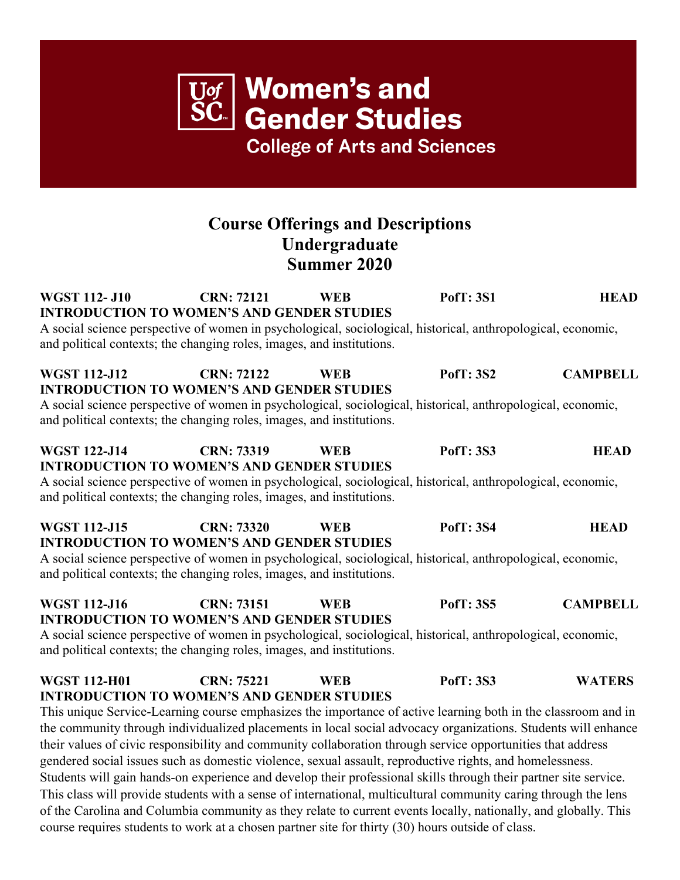# Women's and Gender Studies

## College of Arts and Sciences

## Course Offerings and Descriptions
## Undergraduate
## Summer 2020

**WGST 112- J10 CRN: 72121 WEB PofT: 3S1 HEAD**
**INTRODUCTION TO WOMEN'S AND GENDER STUDIES**
A social science perspective of women in psychological, sociological, historical, anthropological, economic, and political contexts; the changing roles, images, and institutions.

**WGST 112-J12 CRN: 72122 WEB PofT: 3S2 CAMPBELL**
**INTRODUCTION TO WOMEN'S AND GENDER STUDIES**
A social science perspective of women in psychological, sociological, historical, anthropological, economic, and political contexts; the changing roles, images, and institutions.

**WGST 122-J14 CRN: 73319 WEB PofT: 3S3 HEAD**
**INTRODUCTION TO WOMEN'S AND GENDER STUDIES**
A social science perspective of women in psychological, sociological, historical, anthropological, economic, and political contexts; the changing roles, images, and institutions.

**WGST 112-J15 CRN: 73320 WEB PofT: 3S4 HEAD**
**INTRODUCTION TO WOMEN'S AND GENDER STUDIES**
A social science perspective of women in psychological, sociological, historical, anthropological, economic, and political contexts; the changing roles, images, and institutions.

**WGST 112-J16 CRN: 73151 WEB PofT: 3S5 CAMPBELL**
**INTRODUCTION TO WOMEN'S AND GENDER STUDIES**
A social science perspective of women in psychological, sociological, historical, anthropological, economic, and political contexts; the changing roles, images, and institutions.

**WGST 112-H01 CRN: 75221 WEB PofT: 3S3 WATERS**
**INTRODUCTION TO WOMEN'S AND GENDER STUDIES**
This unique Service-Learning course emphasizes the importance of active learning both in the classroom and in the community through individualized placements in local social advocacy organizations. Students will enhance their values of civic responsibility and community collaboration through service opportunities that address gendered social issues such as domestic violence, sexual assault, reproductive rights, and homelessness. Students will gain hands-on experience and develop their professional skills through their partner site service. This class will provide students with a sense of international, multicultural community caring through the lens of the Carolina and Columbia community as they relate to current events locally, nationally, and globally. This course requires students to work at a chosen partner site for thirty (30) hours outside of class.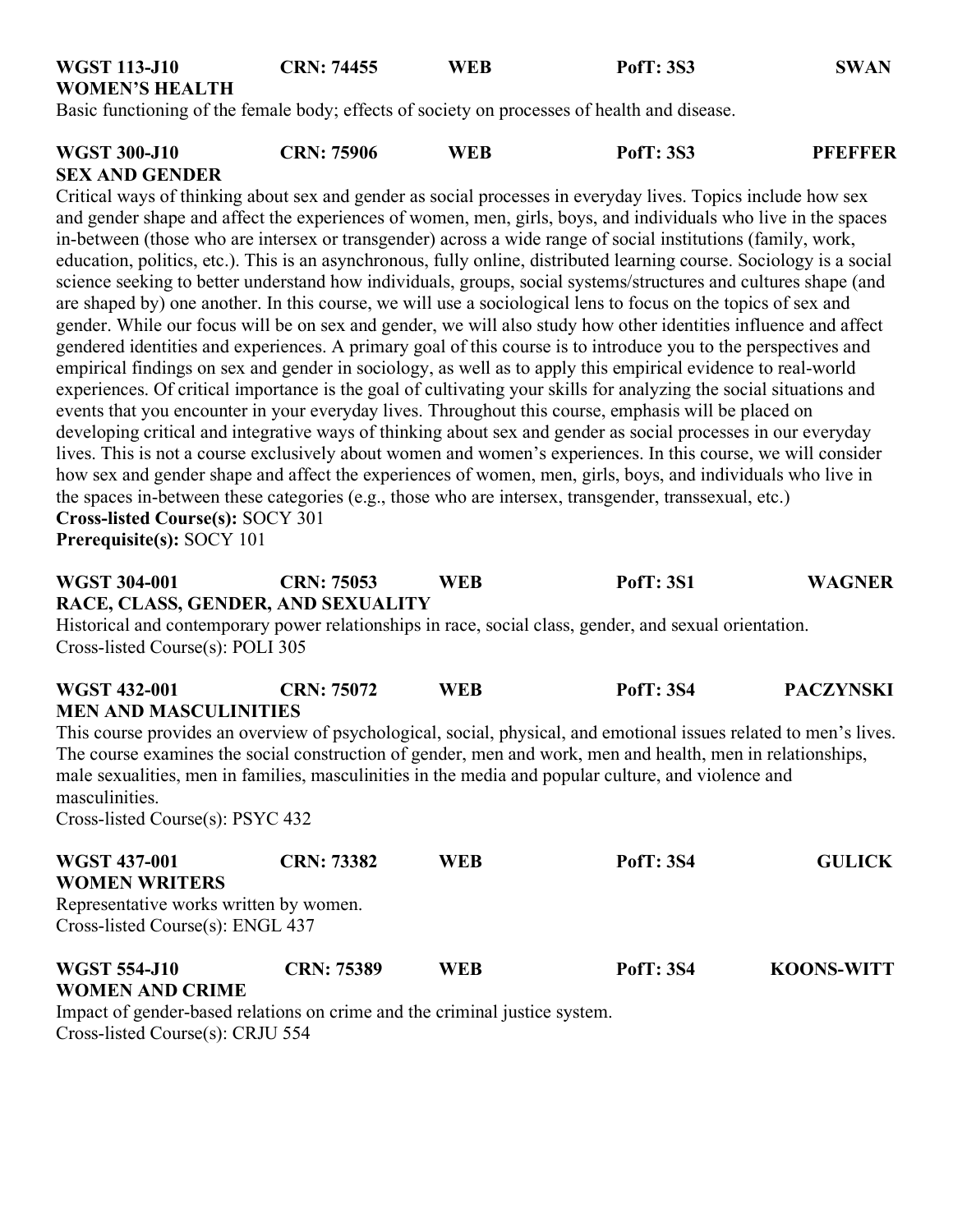**WGST 113-J10** **CRN: 74455** **WEB** **PofT: 3S3** **SWAN**
**WOMEN'S HEALTH**
Basic functioning of the female body; effects of society on processes of health and disease.

**WGST 300-J10** **CRN: 75906** **WEB** **PofT: 3S3** **PFEFFER**
**SEX AND GENDER**
Critical ways of thinking about sex and gender as social processes in everyday lives. Topics include how sex and gender shape and affect the experiences of women, men, girls, boys, and individuals who live in the spaces in-between (those who are intersex or transgender) across a wide range of social institutions (family, work, education, politics, etc.). This is an asynchronous, fully online, distributed learning course. Sociology is a social science seeking to better understand how individuals, groups, social systems/structures and cultures shape (and are shaped by) one another. In this course, we will use a sociological lens to focus on the topics of sex and gender. While our focus will be on sex and gender, we will also study how other identities influence and affect gendered identities and experiences. A primary goal of this course is to introduce you to the perspectives and empirical findings on sex and gender in sociology, as well as to apply this empirical evidence to real-world experiences. Of critical importance is the goal of cultivating your skills for analyzing the social situations and events that you encounter in your everyday lives. Throughout this course, emphasis will be placed on developing critical and integrative ways of thinking about sex and gender as social processes in our everyday lives. This is not a course exclusively about women and women's experiences. In this course, we will consider how sex and gender shape and affect the experiences of women, men, girls, boys, and individuals who live in the spaces in-between these categories (e.g., those who are intersex, transgender, transsexual, etc.)
**Cross-listed Course(s):** SOCY 301
**Prerequisite(s):** SOCY 101

**WGST 304-001** **CRN: 75053** **WEB** **PofT: 3S1** **WAGNER**
**RACE, CLASS, GENDER, AND SEXUALITY**
Historical and contemporary power relationships in race, social class, gender, and sexual orientation.
Cross-listed Course(s): POLI 305

**WGST 432-001** **CRN: 75072** **WEB** **PofT: 3S4** **PACZYNSKI**
**MEN AND MASCULINITIES**
This course provides an overview of psychological, social, physical, and emotional issues related to men's lives. The course examines the social construction of gender, men and work, men and health, men in relationships, male sexualities, men in families, masculinities in the media and popular culture, and violence and masculinities.
Cross-listed Course(s): PSYC 432

**WGST 437-001** **CRN: 73382** **WEB** **PofT: 3S4** **GULICK**
**WOMEN WRITERS**
Representative works written by women.
Cross-listed Course(s): ENGL 437

**WGST 554-J10** **CRN: 75389** **WEB** **PofT: 3S4** **KOONS-WITT**
**WOMEN AND CRIME**
Impact of gender-based relations on crime and the criminal justice system.
Cross-listed Course(s): CRJU 554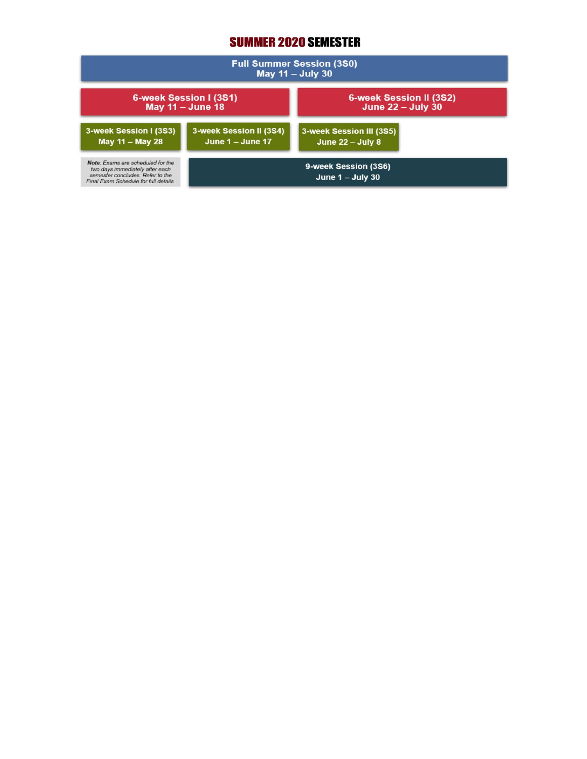# SUMMER 2020 SEMESTER

**Full Summer Session (3S0)**
**May 11 – July 30**

**6-week Session I (3S1)**
**May 11 – June 18**

**6-week Session II (3S2)**
**June 22 – July 30**

**3-week Session I (3S3)**
**May 11 – May 28**

**3-week Session II (3S4)**
**June 1 – June 17**

**3-week Session III (3S5)**
**June 22 – July 8**

***Note**: Exams are scheduled for the two days immediately after each semester concludes. Refer to the Final Exam Schedule for full details.*

**9-week Session (3S6)**
**June 1 – July 30**